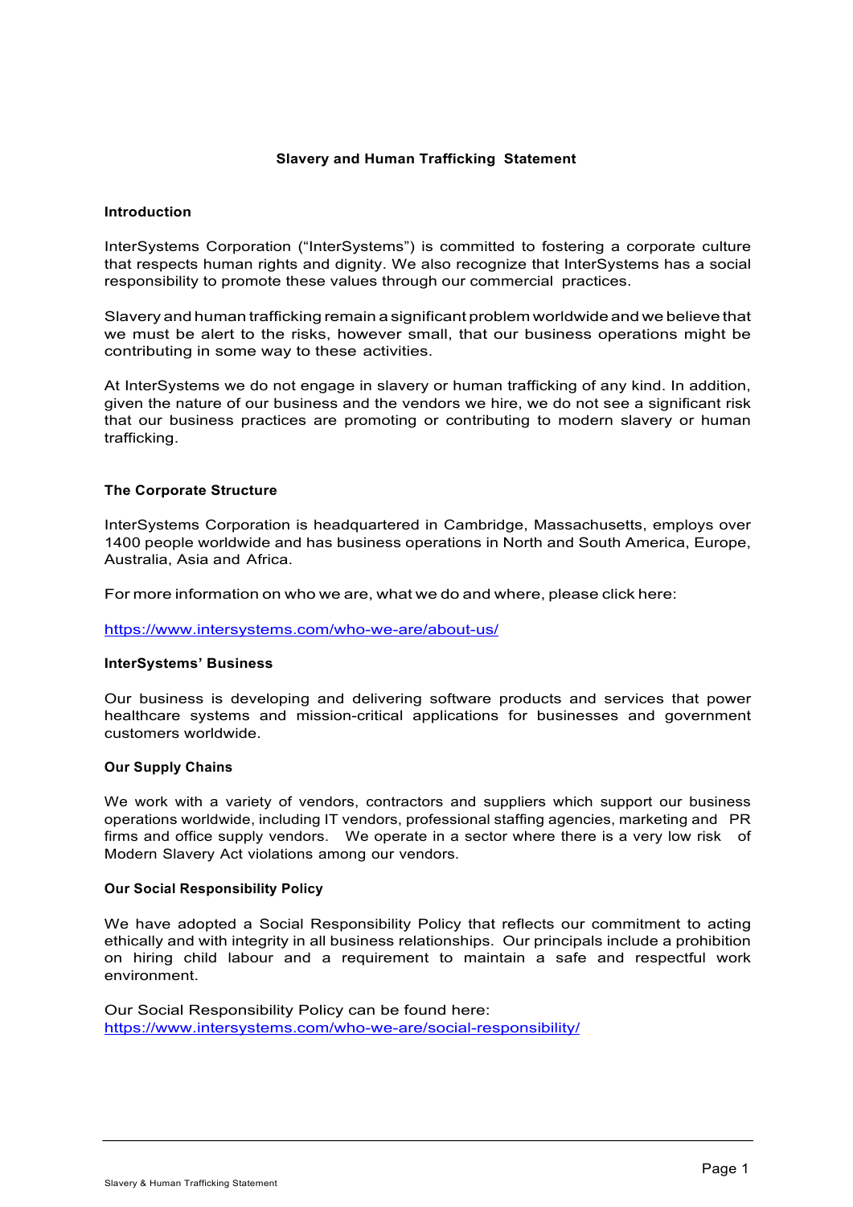# Slavery and Human Trafficking Statement

## Introduction

InterSystems Corporation ("InterSystems") is committed to fostering a corporate culture that respects human rights and dignity. We also recognize that InterSystems has a social responsibility to promote these values through our commercial practices.

Slavery and human trafficking remain a significant problem worldwide and we believe that we must be alert to the risks, however small, that our business operations might be contributing in some way to these activities.

At InterSystems we do not engage in slavery or human trafficking of any kind. In addition, given the nature of our business and the vendors we hire, we do not see a significant risk that our business practices are promoting or contributing to modern slavery or human trafficking.

## The Corporate Structure

InterSystems Corporation is headquartered in Cambridge, Massachusetts, employs over 1400 people worldwide and has business operations in North and South America, Europe, Australia, Asia and Africa.

For more information on who we are, what we do and where, please click here:

https://www.intersystems.com/who-we-are/about-us/

## InterSystems' Business

Our business is developing and delivering software products and services that power healthcare systems and mission-critical applications for businesses and government customers worldwide.

## Our Supply Chains

We work with a variety of vendors, contractors and suppliers which support our business operations worldwide, including IT vendors, professional staffing agencies, marketing and PR firms and office supply vendors. We operate in a sector where there is a very low risk of Modern Slavery Act violations among our vendors.

## Our Social Responsibility Policy

We have adopted a Social Responsibility Policy that reflects our commitment to acting ethically and with integrity in all business relationships. Our principals include a prohibition on hiring child labour and a requirement to maintain a safe and respectful work environment.

Our Social Responsibility Policy can be found here:
https://www.intersystems.com/who-we-are/social-responsibility/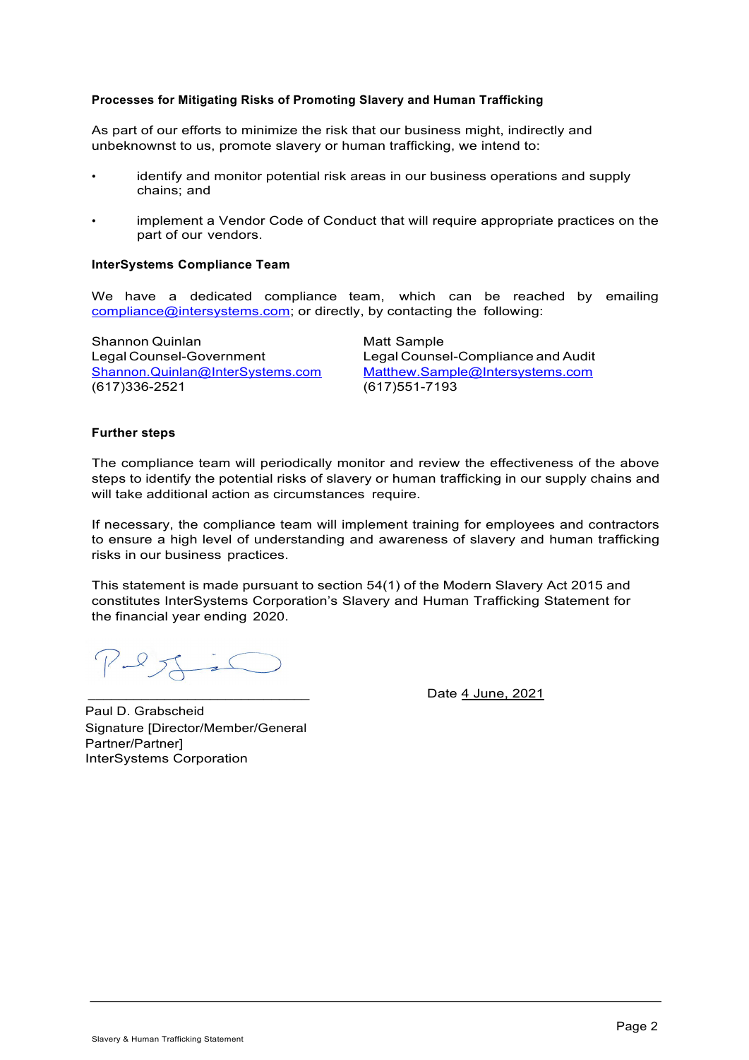**Processes for Mitigating Risks of Promoting Slavery and Human Trafficking**

As part of our efforts to minimize the risk that our business might, indirectly and unbeknownst to us, promote slavery or human trafficking, we intend to:

- identify and monitor potential risk areas in our business operations and supply chains; and
- implement a Vendor Code of Conduct that will require appropriate practices on the part of our vendors.

**InterSystems Compliance Team**

We have a dedicated compliance team, which can be reached by emailing compliance@intersystems.com; or directly, by contacting the following:

Shannon Quinlan
Legal Counsel-Government
Shannon.Quinlan@InterSystems.com
(617)336-2521

Matt Sample
Legal Counsel-Compliance and Audit
Matthew.Sample@Intersystems.com
(617)551-7193

**Further steps**

The compliance team will periodically monitor and review the effectiveness of the above steps to identify the potential risks of slavery or human trafficking in our supply chains and will take additional action as circumstances require.

If necessary, the compliance team will implement training for employees and contractors to ensure a high level of understanding and awareness of slavery and human trafficking risks in our business practices.

This statement is made pursuant to section 54(1) of the Modern Slavery Act 2015 and constitutes InterSystems Corporation's Slavery and Human Trafficking Statement for the financial year ending 2020.

\_\_\_\_\_\_\_\_\_\_\_\_\_\_\_\_\_\_\_\_\_\_\_\_\_\_\_\_\_\_

Paul D. Grabscheid
Signature [Director/Member/General Partner/Partner]
InterSystems Corporation

Date 4 June, 2021